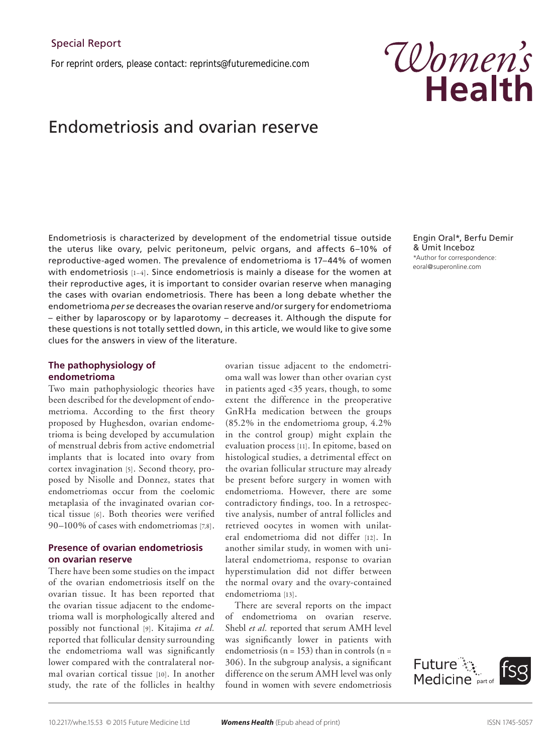Special Report

For reprint orders, please contact: reprints@futuremedicine.com

# Endometriosis and ovarian reserve

Engin Oral*, Berfu Demir & Umit Inceboz

*Author for correspondence: eoral@superonline.com

Endometriosis is characterized by development of the endometrial tissue outside the uterus like ovary, pelvic peritoneum, pelvic organs, and affects 6–10% of reproductive-aged women. The prevalence of endometrioma is 17–44% of women with endometriosis [1–4]. Since endometriosis is mainly a disease for the women at their reproductive ages, it is important to consider ovarian reserve when managing the cases with ovarian endometriosis. There has been a long debate whether the endometrioma *per se* decreases the ovarian reserve and/or surgery for endometrioma – either by laparoscopy or by laparotomy – decreases it. Although the dispute for these questions is not totally settled down, in this article, we would like to give some clues for the answers in view of the literature.

## The pathophysiology of endometrioma

Two main pathophysiologic theories have been described for the development of endometrioma. According to the first theory proposed by Hughesdon, ovarian endometrioma is being developed by accumulation of menstrual debris from active endometrial implants that is located into ovary from cortex invagination [5]. Second theory, proposed by Nisolle and Donnez, states that endometriomas occur from the coelomic metaplasia of the invaginated ovarian cortical tissue [6]. Both theories were verified 90–100% of cases with endometriomas [7,8].

## Presence of ovarian endometriosis on ovarian reserve

There have been some studies on the impact of the ovarian endometriosis itself on the ovarian tissue. It has been reported that the ovarian tissue adjacent to the endometrioma wall is morphologically altered and possibly not functional [9]. Kitajima *et al.* reported that follicular density surrounding the endometrioma wall was significantly lower compared with the contralateral normal ovarian cortical tissue [10]. In another study, the rate of the follicles in healthy ovarian tissue adjacent to the endometrioma wall was lower than other ovarian cyst in patients aged <35 years, though, to some extent the difference in the preoperative GnRHa medication between the groups (85.2% in the endometrioma group, 4.2% in the control group) might explain the evaluation process [11]. In epitome, based on histological studies, a detrimental effect on the ovarian follicular structure may already be present before surgery in women with endometrioma. However, there are some contradictory findings, too. In a retrospective analysis, number of antral follicles and retrieved oocytes in women with unilateral endometrioma did not differ [12]. In another similar study, in women with unilateral endometrioma, response to ovarian hyperstimulation did not differ between the normal ovary and the ovary-contained endometrioma [13].

There are several reports on the impact of endometrioma on ovarian reserve. Shebl *et al.* reported that serum AMH level was significantly lower in patients with endometriosis (n = 153) than in controls (n = 306). In the subgroup analysis, a significant difference on the serum AMH level was only found in women with severe endometriosis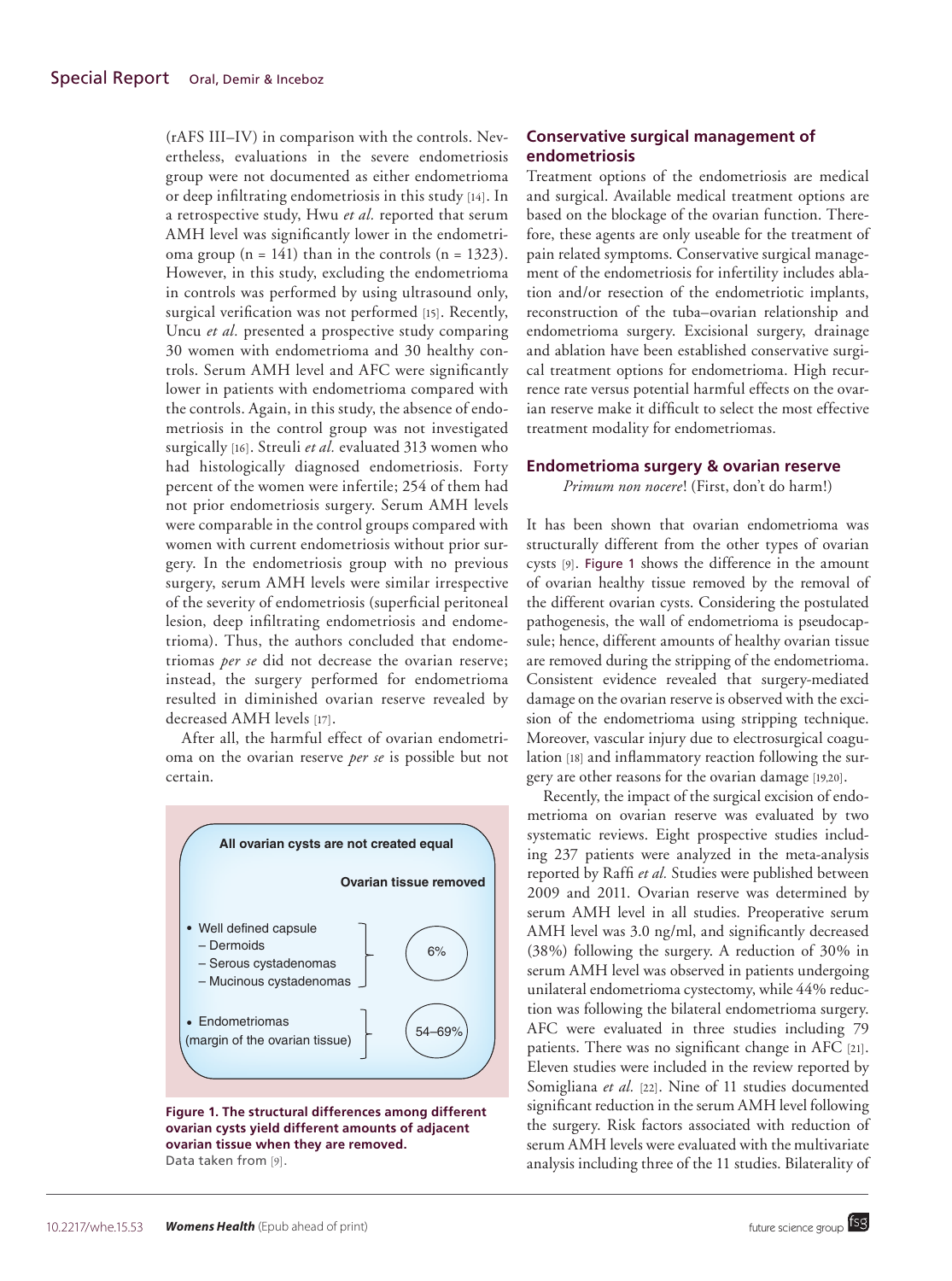(rAFS III–IV) in comparison with the controls. Nevertheless, evaluations in the severe endometriosis group were not documented as either endometrioma or deep infiltrating endometriosis in this study [14]. In a retrospective study, Hwu *et al.* reported that serum AMH level was significantly lower in the endometrioma group (n = 141) than in the controls (n = 1323). However, in this study, excluding the endometrioma in controls was performed by using ultrasound only, surgical verification was not performed [15]. Recently, Uncu *et al.* presented a prospective study comparing 30 women with endometrioma and 30 healthy controls. Serum AMH level and AFC were significantly lower in patients with endometrioma compared with the controls. Again, in this study, the absence of endometriosis in the control group was not investigated surgically [16]. Streuli *et al.* evaluated 313 women who had histologically diagnosed endometriosis. Forty percent of the women were infertile; 254 of them had not prior endometriosis surgery. Serum AMH levels were comparable in the control groups compared with women with current endometriosis without prior surgery. In the endometriosis group with no previous surgery, serum AMH levels were similar irrespective of the severity of endometriosis (superficial peritoneal lesion, deep infiltrating endometriosis and endometrioma). Thus, the authors concluded that endometriomas *per se* did not decrease the ovarian reserve; instead, the surgery performed for endometrioma resulted in diminished ovarian reserve revealed by decreased AMH levels [17].

After all, the harmful effect of ovarian endometrioma on the ovarian reserve *per se* is possible but not certain.

All ovarian cysts are not created equal

Ovarian tissue removed

- Well defined capsule
  - Dermoids
  - Serous cystadenomas
  - Mucinous cystadenomas

6%

- Endometriomas (margin of the ovarian tissue)

54–69%

**Figure 1. The structural differences among different ovarian cysts yield different amounts of adjacent ovarian tissue when they are removed.**
Data taken from [9].

## Conservative surgical management of endometriosis

Treatment options of the endometriosis are medical and surgical. Available medical treatment options are based on the blockage of the ovarian function. Therefore, these agents are only useable for the treatment of pain related symptoms. Conservative surgical management of the endometriosis for infertility includes ablation and/or resection of the endometriotic implants, reconstruction of the tuba–ovarian relationship and endometrioma surgery. Excisional surgery, drainage and ablation have been established conservative surgical treatment options for endometrioma. High recurrence rate versus potential harmful effects on the ovarian reserve make it difficult to select the most effective treatment modality for endometriomas.

## Endometrioma surgery & ovarian reserve

*Primum non nocere*! (First, don't do harm!)

It has been shown that ovarian endometrioma was structurally different from the other types of ovarian cysts [9]. Figure 1 shows the difference in the amount of ovarian healthy tissue removed by the removal of the different ovarian cysts. Considering the postulated pathogenesis, the wall of endometrioma is pseudocapsule; hence, different amounts of healthy ovarian tissue are removed during the stripping of the endometrioma. Consistent evidence revealed that surgery-mediated damage on the ovarian reserve is observed with the excision of the endometrioma using stripping technique. Moreover, vascular injury due to electrosurgical coagulation [18] and inflammatory reaction following the surgery are other reasons for the ovarian damage [19,20].

Recently, the impact of the surgical excision of endometrioma on ovarian reserve was evaluated by two systematic reviews. Eight prospective studies including 237 patients were analyzed in the meta-analysis reported by Raffi *et al.* Studies were published between 2009 and 2011. Ovarian reserve was determined by serum AMH level in all studies. Preoperative serum AMH level was 3.0 ng/ml, and significantly decreased (38%) following the surgery. A reduction of 30% in serum AMH level was observed in patients undergoing unilateral endometrioma cystectomy, while 44% reduction was following the bilateral endometrioma surgery. AFC were evaluated in three studies including 79 patients. There was no significant change in AFC [21]. Eleven studies were included in the review reported by Somigliana *et al.* [22]. Nine of 11 studies documented significant reduction in the serum AMH level following the surgery. Risk factors associated with reduction of serum AMH levels were evaluated with the multivariate analysis including three of the 11 studies. Bilaterality of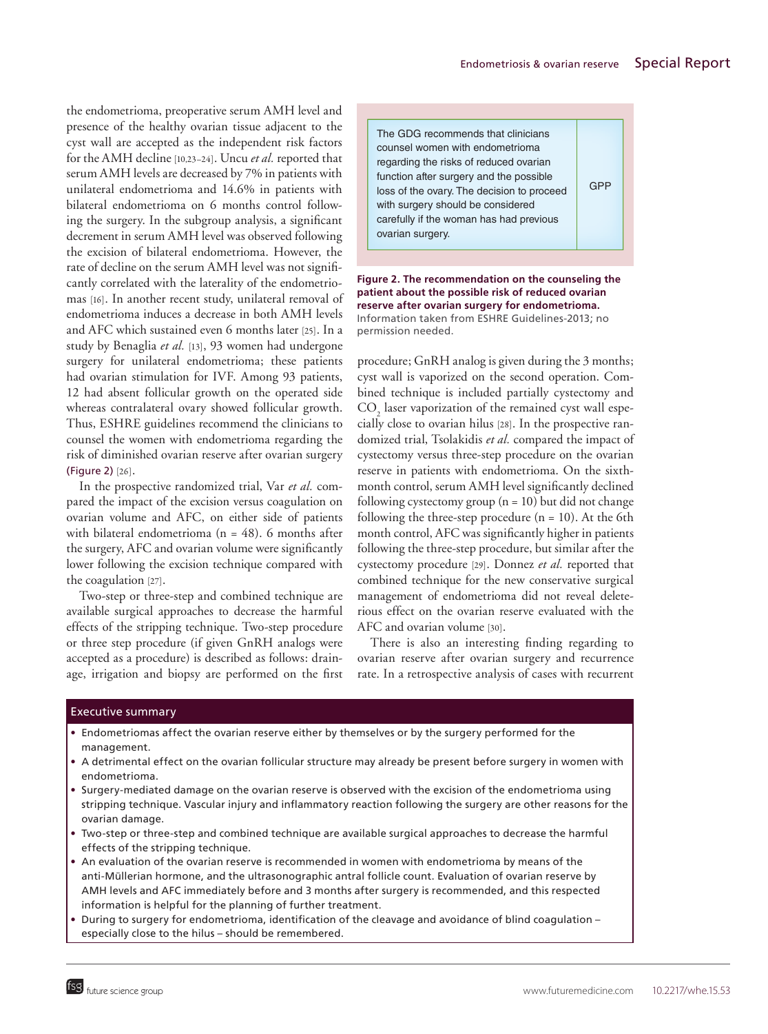the endometrioma, preoperative serum AMH level and presence of the healthy ovarian tissue adjacent to the cyst wall are accepted as the independent risk factors for the AMH decline [10,23–24]. Uncu *et al.* reported that serum AMH levels are decreased by 7% in patients with unilateral endometrioma and 14.6% in patients with bilateral endometrioma on 6 months control following the surgery. In the subgroup analysis, a significant decrement in serum AMH level was observed following the excision of bilateral endometrioma. However, the rate of decline on the serum AMH level was not significantly correlated with the laterality of the endometriomas [16]. In another recent study, unilateral removal of endometrioma induces a decrease in both AMH levels and AFC which sustained even 6 months later [25]. In a study by Benaglia *et al.* [13], 93 women had undergone surgery for unilateral endometrioma; these patients had ovarian stimulation for IVF. Among 93 patients, 12 had absent follicular growth on the operated side whereas contralateral ovary showed follicular growth. Thus, ESHRE guidelines recommend the clinicians to counsel the women with endometrioma regarding the risk of diminished ovarian reserve after ovarian surgery (Figure 2) [26].

In the prospective randomized trial, Var *et al.* compared the impact of the excision versus coagulation on ovarian volume and AFC, on either side of patients with bilateral endometrioma (n = 48). 6 months after the surgery, AFC and ovarian volume were significantly lower following the excision technique compared with the coagulation [27].

Two-step or three-step and combined technique are available surgical approaches to decrease the harmful effects of the stripping technique. Two-step procedure or three step procedure (if given GnRH analogs were accepted as a procedure) is described as follows: drainage, irrigation and biopsy are performed on the first procedure; GnRH analog is given during the 3 months; cyst wall is vaporized on the second operation. Combined technique is included partially cystectomy and $CO_2$ laser vaporization of the remained cyst wall especially close to ovarian hilus [28]. In the prospective randomized trial, Tsolakidis *et al.* compared the impact of cystectomy versus three-step procedure on the ovarian reserve in patients with endometrioma. On the sixth-month control, serum AMH level significantly declined following cystectomy group (n = 10) but did not change following the three-step procedure (n = 10). At the 6th month control, AFC was significantly higher in patients following the three-step procedure, but similar after the cystectomy procedure [29]. Donnez *et al.* reported that combined technique for the new conservative surgical management of endometrioma did not reveal deleterious effect on the ovarian reserve evaluated with the AFC and ovarian volume [30].

There is also an interesting finding regarding to ovarian reserve after ovarian surgery and recurrence rate. In a retrospective analysis of cases with recurrent

| | |
|---|---|
| The GDG recommends that clinicians counsel women with endometrioma regarding the risks of reduced ovarian function after surgery and the possible loss of the ovary. The decision to proceed with surgery should be considered carefully if the woman has had previous ovarian surgery. | GPP |

**Figure 2. The recommendation on the counseling the patient about the possible risk of reduced ovarian reserve after ovarian surgery for endometrioma.**
Information taken from ESHRE Guidelines-2013; no permission needed.

## Executive summary

- Endometriomas affect the ovarian reserve either by themselves or by the surgery performed for the management.
- A detrimental effect on the ovarian follicular structure may already be present before surgery in women with endometrioma.
- Surgery-mediated damage on the ovarian reserve is observed with the excision of the endometrioma using stripping technique. Vascular injury and inflammatory reaction following the surgery are other reasons for the ovarian damage.
- Two-step or three-step and combined technique are available surgical approaches to decrease the harmful effects of the stripping technique.
- An evaluation of the ovarian reserve is recommended in women with endometrioma by means of the anti-Müllerian hormone, and the ultrasonographic antral follicle count. Evaluation of ovarian reserve by AMH levels and AFC immediately before and 3 months after surgery is recommended, and this respected information is helpful for the planning of further treatment.
- During to surgery for endometrioma, identification of the cleavage and avoidance of blind coagulation – especially close to the hilus – should be remembered.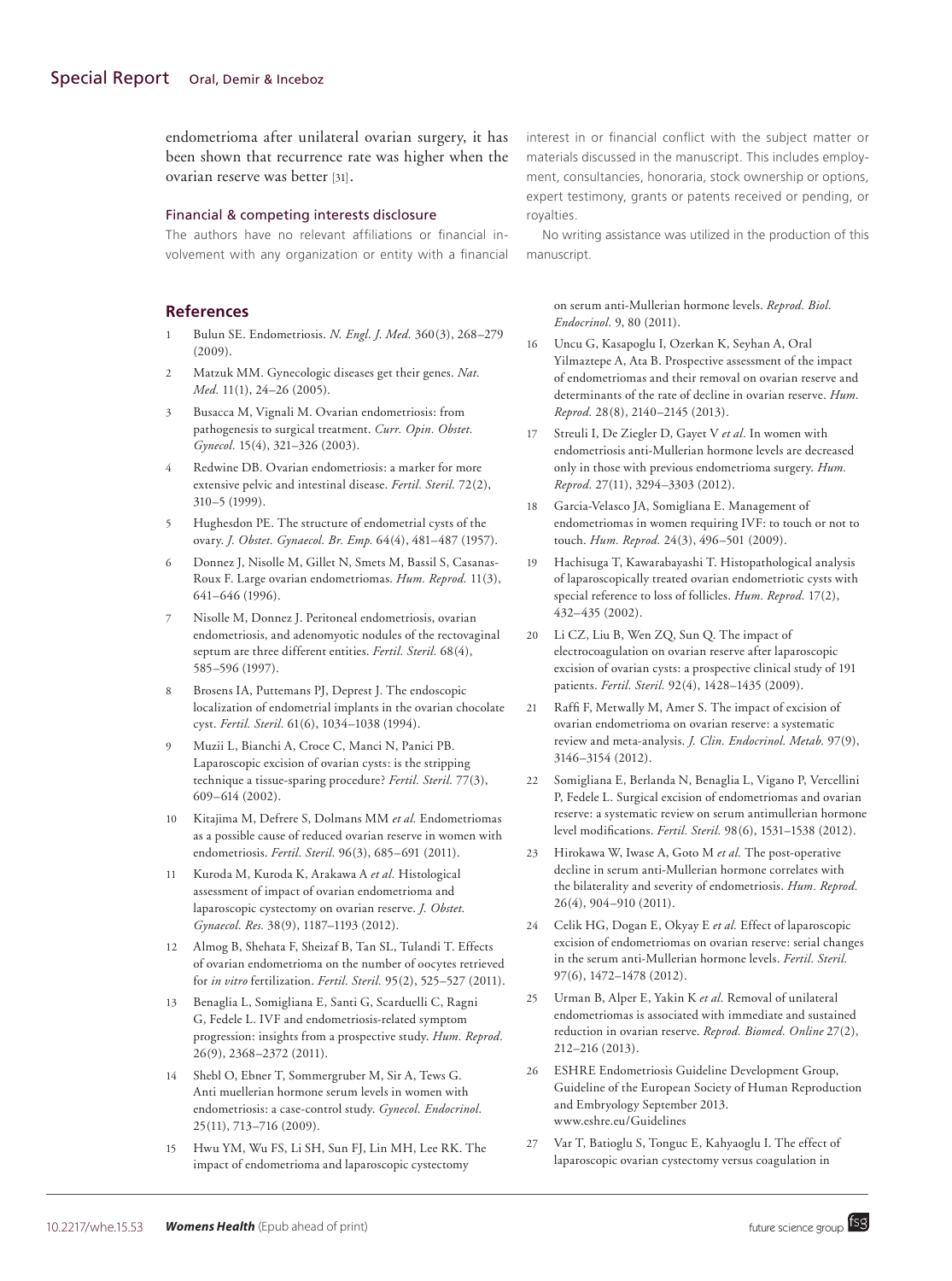endometrioma after unilateral ovarian surgery, it has been shown that recurrence rate was higher when the ovarian reserve was better [31].

### Financial & competing interests disclosure

The authors have no relevant affiliations or financial involvement with any organization or entity with a financial interest in or financial conflict with the subject matter or materials discussed in the manuscript. This includes employment, consultancies, honoraria, stock ownership or options, expert testimony, grants or patents received or pending, or royalties.

No writing assistance was utilized in the production of this manuscript.

## References

1. Bulun SE. Endometriosis. *N. Engl. J. Med.* 360(3), 268–279 (2009).
2. Matzuk MM. Gynecologic diseases get their genes. *Nat. Med.* 11(1), 24–26 (2005).
3. Busacca M, Vignali M. Ovarian endometriosis: from pathogenesis to surgical treatment. *Curr. Opin. Obstet. Gynecol.* 15(4), 321–326 (2003).
4. Redwine DB. Ovarian endometriosis: a marker for more extensive pelvic and intestinal disease. *Fertil. Steril.* 72(2), 310–5 (1999).
5. Hughesdon PE. The structure of endometrial cysts of the ovary. *J. Obstet. Gynaecol. Br. Emp.* 64(4), 481–487 (1957).
6. Donnez J, Nisolle M, Gillet N, Smets M, Bassil S, Casanas-Roux F. Large ovarian endometriomas. *Hum. Reprod.* 11(3), 641–646 (1996).
7. Nisolle M, Donnez J. Peritoneal endometriosis, ovarian endometriosis, and adenomyotic nodules of the rectovaginal septum are three different entities. *Fertil. Steril.* 68(4), 585–596 (1997).
8. Brosens IA, Puttemans PJ, Deprest J. The endoscopic localization of endometrial implants in the ovarian chocolate cyst. *Fertil. Steril.* 61(6), 1034–1038 (1994).
9. Muzii L, Bianchi A, Croce C, Manci N, Panici PB. Laparoscopic excision of ovarian cysts: is the stripping technique a tissue-sparing procedure? *Fertil. Steril.* 77(3), 609–614 (2002).
10. Kitajima M, Defrere S, Dolmans MM *et al.* Endometriomas as a possible cause of reduced ovarian reserve in women with endometriosis. *Fertil. Steril.* 96(3), 685–691 (2011).
11. Kuroda M, Kuroda K, Arakawa A *et al.* Histological assessment of impact of ovarian endometrioma and laparoscopic cystectomy on ovarian reserve. *J. Obstet. Gynaecol. Res.* 38(9), 1187–1193 (2012).
12. Almog B, Shehata F, Sheizaf B, Tan SL, Tulandi T. Effects of ovarian endometrioma on the number of oocytes retrieved for *in vitro* fertilization. *Fertil. Steril.* 95(2), 525–527 (2011).
13. Benaglia L, Somigliana E, Santi G, Scarduelli C, Ragni G, Fedele L. IVF and endometriosis-related symptom progression: insights from a prospective study. *Hum. Reprod.* 26(9), 2368–2372 (2011).
14. Shebl O, Ebner T, Sommergruber M, Sir A, Tews G. Anti muellerian hormone serum levels in women with endometriosis: a case-control study. *Gynecol. Endocrinol.* 25(11), 713–716 (2009).
15. Hwu YM, Wu FS, Li SH, Sun FJ, Lin MH, Lee RK. The impact of endometrioma and laparoscopic cystectomy on serum anti-Mullerian hormone levels. *Reprod. Biol. Endocrinol.* 9, 80 (2011).
16. Uncu G, Kasapoglu I, Ozerkan K, Seyhan A, Oral Yilmaztepe A, Ata B. Prospective assessment of the impact of endometriomas and their removal on ovarian reserve and determinants of the rate of decline in ovarian reserve. *Hum. Reprod.* 28(8), 2140–2145 (2013).
17. Streuli I, De Ziegler D, Gayet V *et al.* In women with endometriosis anti-Mullerian hormone levels are decreased only in those with previous endometrioma surgery. *Hum. Reprod.* 27(11), 3294–3303 (2012).
18. Garcia-Velasco JA, Somigliana E. Management of endometriomas in women requiring IVF: to touch or not to touch. *Hum. Reprod.* 24(3), 496–501 (2009).
19. Hachisuga T, Kawarabayashi T. Histopathological analysis of laparoscopically treated ovarian endometriotic cysts with special reference to loss of follicles. *Hum. Reprod.* 17(2), 432–435 (2002).
20. Li CZ, Liu B, Wen ZQ, Sun Q. The impact of electrocoagulation on ovarian reserve after laparoscopic excision of ovarian cysts: a prospective clinical study of 191 patients. *Fertil. Steril.* 92(4), 1428–1435 (2009).
21. Raffi F, Metwally M, Amer S. The impact of excision of ovarian endometrioma on ovarian reserve: a systematic review and meta-analysis. *J. Clin. Endocrinol. Metab.* 97(9), 3146–3154 (2012).
22. Somigliana E, Berlanda N, Benaglia L, Vigano P, Vercellini P, Fedele L. Surgical excision of endometriomas and ovarian reserve: a systematic review on serum antimullerian hormone level modifications. *Fertil. Steril.* 98(6), 1531–1538 (2012).
23. Hirokawa W, Iwase A, Goto M *et al.* The post-operative decline in serum anti-Mullerian hormone correlates with the bilaterality and severity of endometriosis. *Hum. Reprod.* 26(4), 904–910 (2011).
24. Celik HG, Dogan E, Okyay E *et al.* Effect of laparoscopic excision of endometriomas on ovarian reserve: serial changes in the serum anti-Mullerian hormone levels. *Fertil. Steril.* 97(6), 1472–1478 (2012).
25. Urman B, Alper E, Yakin K *et al.* Removal of unilateral endometriomas is associated with immediate and sustained reduction in ovarian reserve. *Reprod. Biomed. Online* 27(2), 212–216 (2013).
26. ESHRE Endometriosis Guideline Development Group, Guideline of the European Society of Human Reproduction and Embryology September 2013. www.eshre.eu/Guidelines
27. Var T, Batioglu S, Tonguc E, Kahyaoglu I. The effect of laparoscopic ovarian cystectomy versus coagulation in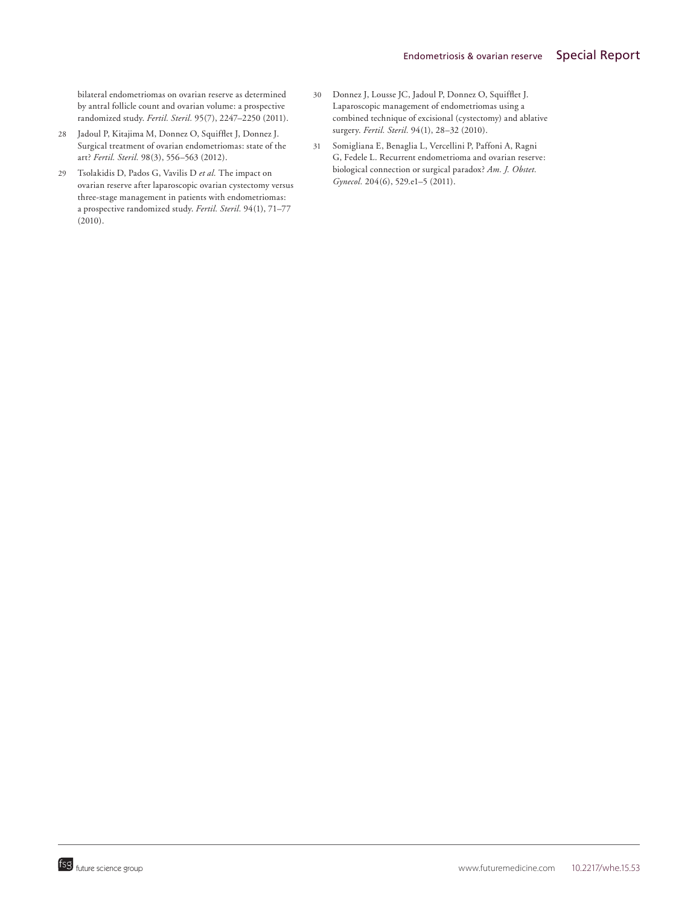bilateral endometriomas on ovarian reserve as determined by antral follicle count and ovarian volume: a prospective randomized study. *Fertil. Steril.* 95(7), 2247–2250 (2011).

28 Jadoul P, Kitajima M, Donnez O, Squifflet J, Donnez J. Surgical treatment of ovarian endometriomas: state of the art? *Fertil. Steril.* 98(3), 556–563 (2012).

29 Tsolakidis D, Pados G, Vavilis D *et al.* The impact on ovarian reserve after laparoscopic ovarian cystectomy versus three-stage management in patients with endometriomas: a prospective randomized study. *Fertil. Steril.* 94(1), 71–77 (2010).

30 Donnez J, Lousse JC, Jadoul P, Donnez O, Squifflet J. Laparoscopic management of endometriomas using a combined technique of excisional (cystectomy) and ablative surgery. *Fertil. Steril.* 94(1), 28–32 (2010).

31 Somigliana E, Benaglia L, Vercellini P, Paffoni A, Ragni G, Fedele L. Recurrent endometrioma and ovarian reserve: biological connection or surgical paradox? *Am. J. Obstet. Gynecol.* 204(6), 529.e1–5 (2011).